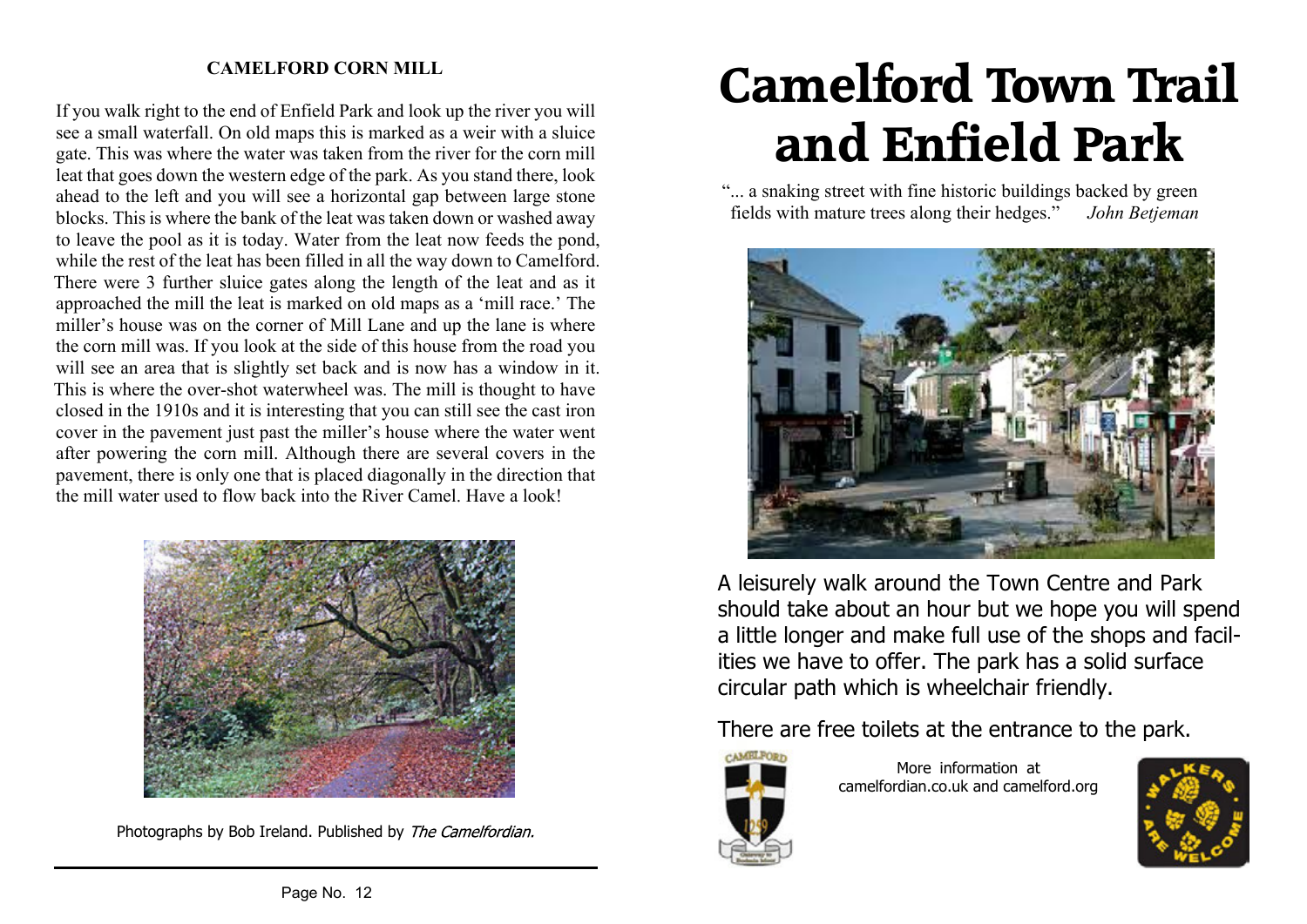## CAMELFORD CORN MILL

If you walk right to the end of Enfield Park and look up the river you will see a small waterfall. On old maps this is marked as a weir with a sluice gate. This was where the water was taken from the river for the corn mill leat that goes down the western edge of the park. As you stand there, look ahead to the left and you will see a horizontal gap between large stone blocks. This is where the bank of the leat was taken down or washed away to leave the pool as it is today. Water from the leat now feeds the pond, while the rest of the leat has been filled in all the way down to Camelford. There were 3 further sluice gates along the length of the leat and as it approached the mill the leat is marked on old maps as a 'mill race.' The miller's house was on the corner of Mill Lane and up the lane is where the corn mill was. If you look at the side of this house from the road you will see an area that is slightly set back and is now has a window in it. This is where the over-shot waterwheel was. The mill is thought to have closed in the 1910s and it is interesting that you can still see the cast iron cover in the pavement just past the miller's house where the water went after powering the corn mill. Although there are several covers in the pavement, there is only one that is placed diagonally in the direction that the mill water used to flow back into the River Camel. Have a look!

Photographs by Bob Ireland. Published by *The Camelfordian.*

# Camelford Town Trail and Enfield Park

"... a snaking street with fine historic buildings backed by green fields with mature trees along their hedges." *John Betjeman*

A leisurely walk around the Town Centre and Park should take about an hour but we hope you will spend a little longer and make full use of the shops and facilities we have to offer. The park has a solid surface circular path which is wheelchair friendly.

There are free toilets at the entrance to the park.

More information at camelfordian.co.uk and camelford.org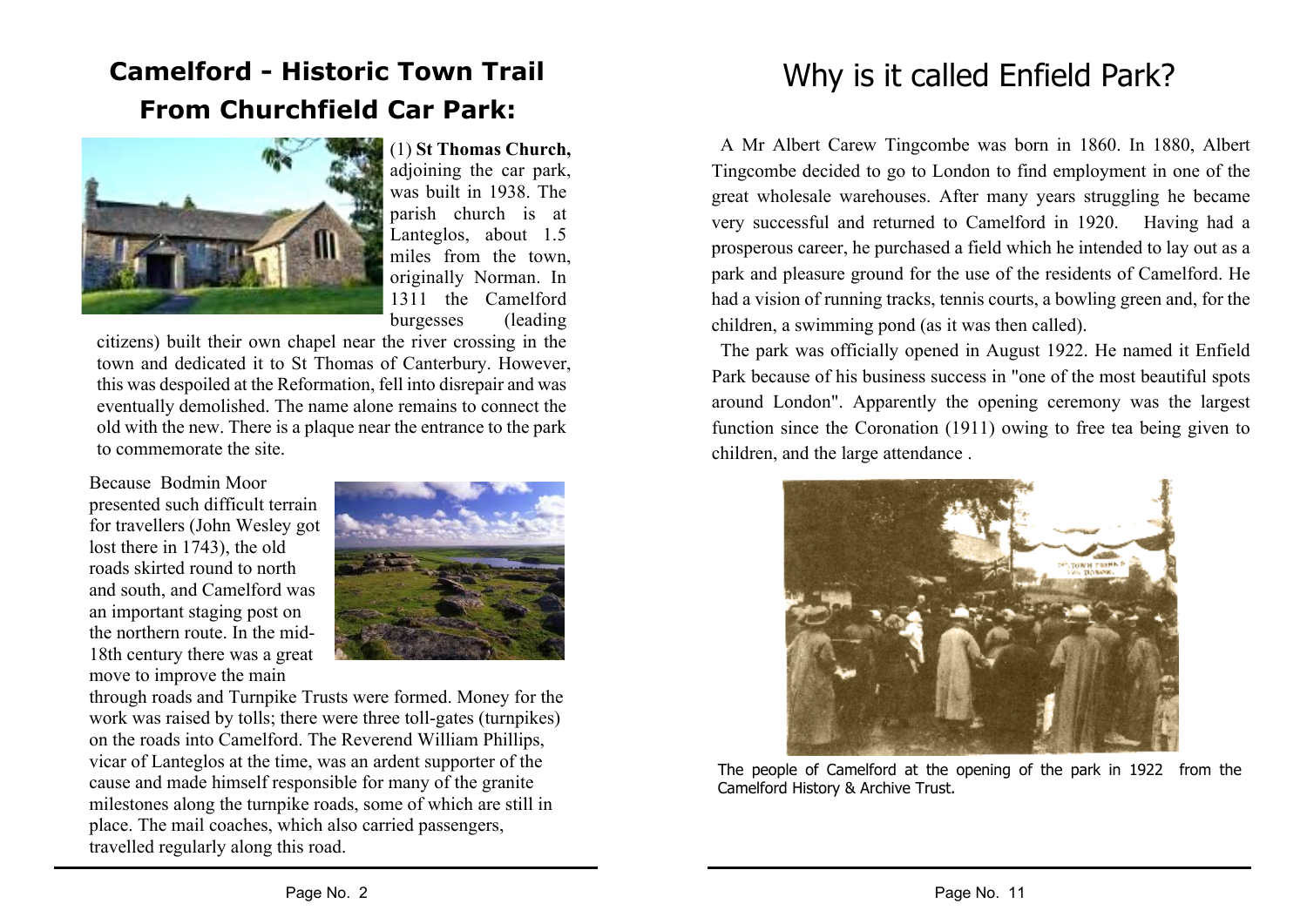# Camelford - Historic Town Trail
# From Churchfield Car Park:

(1) **St Thomas Church,** adjoining the car park, was built in 1938. The parish church is at Lanteglos, about 1.5 miles from the town, originally Norman. In 1311 the Camelford burgesses (leading citizens) built their own chapel near the river crossing in the town and dedicated it to St Thomas of Canterbury. However, this was despoiled at the Reformation, fell into disrepair and was eventually demolished. The name alone remains to connect the old with the new. There is a plaque near the entrance to the park to commemorate the site.

Because Bodmin Moor presented such difficult terrain for travellers (John Wesley got lost there in 1743), the old roads skirted round to north and south, and Camelford was an important staging post on the northern route. In the mid-18th century there was a great move to improve the main through roads and Turnpike Trusts were formed. Money for the work was raised by tolls; there were three toll-gates (turnpikes) on the roads into Camelford. The Reverend William Phillips, vicar of Lanteglos at the time, was an ardent supporter of the cause and made himself responsible for many of the granite milestones along the turnpike roads, some of which are still in place. The mail coaches, which also carried passengers, travelled regularly along this road.

# Why is it called Enfield Park?

A Mr Albert Carew Tingcombe was born in 1860. In 1880, Albert Tingcombe decided to go to London to find employment in one of the great wholesale warehouses. After many years struggling he became very successful and returned to Camelford in 1920. Having had a prosperous career, he purchased a field which he intended to lay out as a park and pleasure ground for the use of the residents of Camelford. He had a vision of running tracks, tennis courts, a bowling green and, for the children, a swimming pond (as it was then called).

The park was officially opened in August 1922. He named it Enfield Park because of his business success in "one of the most beautiful spots around London". Apparently the opening ceremony was the largest function since the Coronation (1911) owing to free tea being given to children, and the large attendance .

The people of Camelford at the opening of the park in 1922 from the Camelford History & Archive Trust.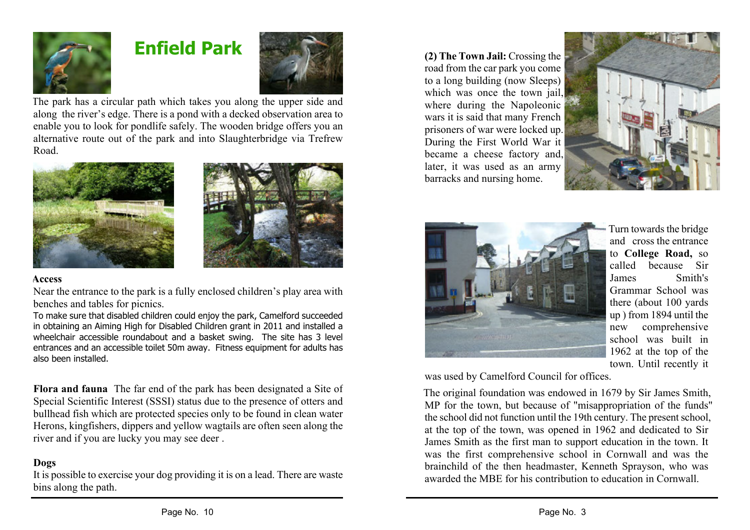# Enfield Park

The park has a circular path which takes you along the upper side and along the river's edge. There is a pond with a decked observation area to enable you to look for pondlife safely. The wooden bridge offers you an alternative route out of the park and into Slaughterbridge via Trefrew Road.

**Access**

Near the entrance to the park is a fully enclosed children's play area with benches and tables for picnics.

To make sure that disabled children could enjoy the park, Camelford succeeded in obtaining an Aiming High for Disabled Children grant in 2011 and installed a wheelchair accessible roundabout and a basket swing. The site has 3 level entrances and an accessible toilet 50m away. Fitness equipment for adults has also been installed.

**Flora and fauna** The far end of the park has been designated a Site of Special Scientific Interest (SSSI) status due to the presence of otters and bullhead fish which are protected species only to be found in clean water Herons, kingfishers, dippers and yellow wagtails are often seen along the river and if you are lucky you may see deer .

**Dogs**

It is possible to exercise your dog providing it is on a lead. There are waste bins along the path.

**(2) The Town Jail:** Crossing the road from the car park you come to a long building (now Sleeps) which was once the town jail, where during the Napoleonic wars it is said that many French prisoners of war were locked up. During the First World War it became a cheese factory and, later, it was used as an army barracks and nursing home.

Turn towards the bridge and cross the entrance to **College Road,** so called because Sir James Smith's Grammar School was there (about 100 yards up ) from 1894 until the new comprehensive school was built in 1962 at the top of the town. Until recently it was used by Camelford Council for offices.

The original foundation was endowed in 1679 by Sir James Smith, MP for the town, but because of "misappropriation of the funds" the school did not function until the 19th century. The present school, at the top of the town, was opened in 1962 and dedicated to Sir James Smith as the first man to support education in the town. It was the first comprehensive school in Cornwall and was the brainchild of the then headmaster, Kenneth Sprayson, who was awarded the MBE for his contribution to education in Cornwall.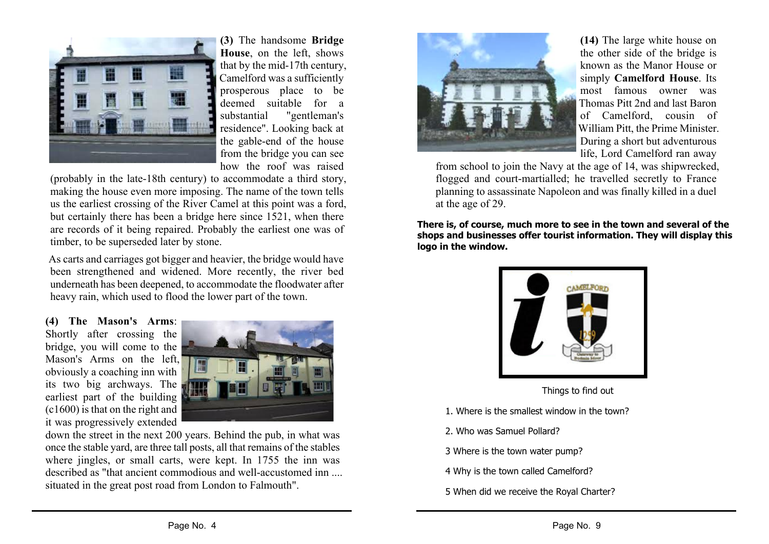**(3)** The handsome **Bridge House**, on the left, shows that by the mid-17th century, Camelford was a sufficiently prosperous place to be deemed suitable for a substantial "gentleman's residence". Looking back at the gable-end of the house from the bridge you can see how the roof was raised (probably in the late-18th century) to accommodate a third story, making the house even more imposing. The name of the town tells us the earliest crossing of the River Camel at this point was a ford, but certainly there has been a bridge here since 1521, when there are records of it being repaired. Probably the earliest one was of timber, to be superseded later by stone.

As carts and carriages got bigger and heavier, the bridge would have been strengthened and widened. More recently, the river bed underneath has been deepened, to accommodate the floodwater after heavy rain, which used to flood the lower part of the town.

**(4) The Mason's Arms**: Shortly after crossing the bridge, you will come to the Mason's Arms on the left, obviously a coaching inn with its two big archways. The earliest part of the building (c1600) is that on the right and it was progressively extended down the street in the next 200 years. Behind the pub, in what was once the stable yard, are three tall posts, all that remains of the stables where jingles, or small carts, were kept. In 1755 the inn was described as "that ancient commodious and well-accustomed inn .... situated in the great post road from London to Falmouth".

**(14)** The large white house on the other side of the bridge is known as the Manor House or simply **Camelford House**. Its most famous owner was Thomas Pitt 2nd and last Baron of Camelford, cousin of William Pitt, the Prime Minister. During a short but adventurous life, Lord Camelford ran away from school to join the Navy at the age of 14, was shipwrecked, flogged and court-martialled; he travelled secretly to France planning to assassinate Napoleon and was finally killed in a duel at the age of 29.

**There is, of course, much more to see in the town and several of the shops and businesses offer tourist information. They will display this logo in the window.**

Things to find out

1. Where is the smallest window in the town?
2. Who was Samuel Pollard?
3. Where is the town water pump?
4. Why is the town called Camelford?
5. When did we receive the Royal Charter?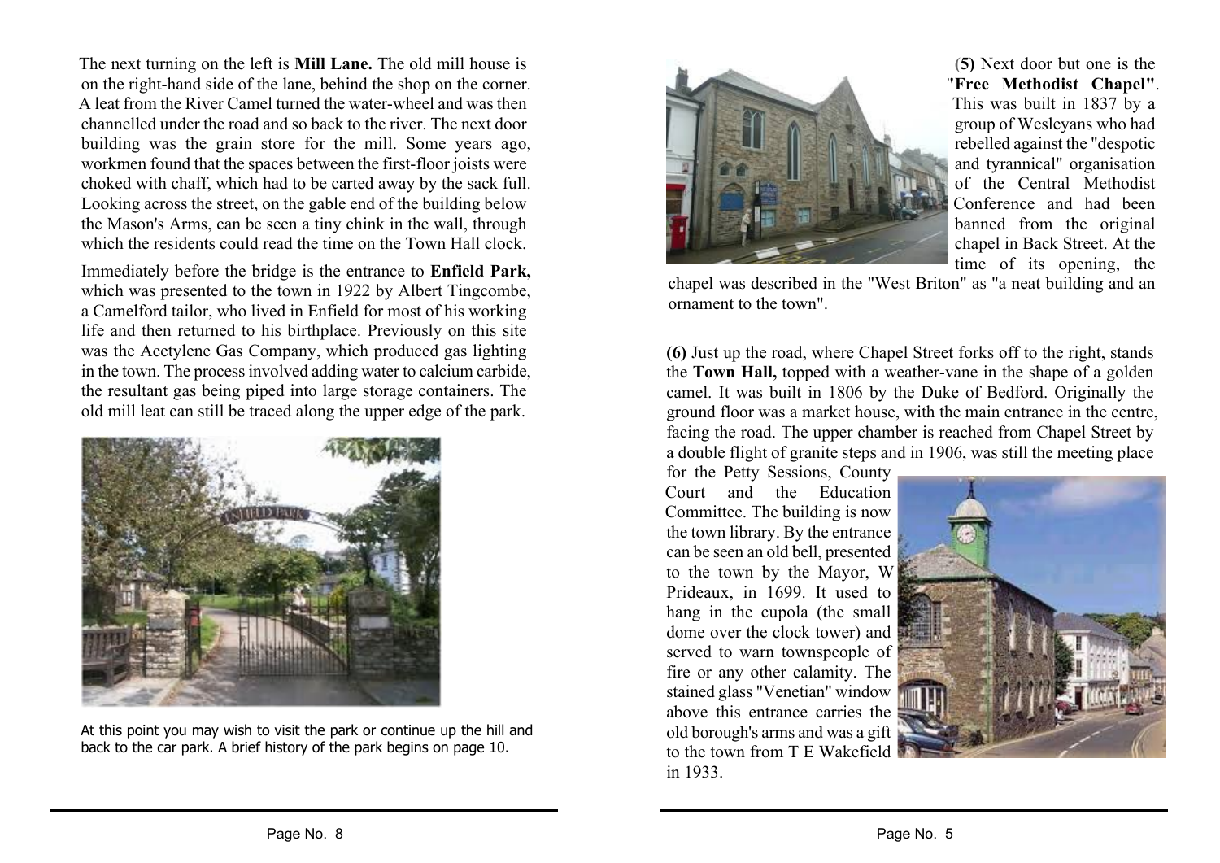The next turning on the left is **Mill Lane.** The old mill house is on the right-hand side of the lane, behind the shop on the corner. A leat from the River Camel turned the water-wheel and was then channelled under the road and so back to the river. The next door building was the grain store for the mill. Some years ago, workmen found that the spaces between the first-floor joists were choked with chaff, which had to be carted away by the sack full. Looking across the street, on the gable end of the building below the Mason's Arms, can be seen a tiny chink in the wall, through which the residents could read the time on the Town Hall clock.

Immediately before the bridge is the entrance to **Enfield Park,** which was presented to the town in 1922 by Albert Tingcombe, a Camelford tailor, who lived in Enfield for most of his working life and then returned to his birthplace. Previously on this site was the Acetylene Gas Company, which produced gas lighting in the town. The process involved adding water to calcium carbide, the resultant gas being piped into large storage containers. The old mill leat can still be traced along the upper edge of the park.

At this point you may wish to visit the park or continue up the hill and back to the car park. A brief history of the park begins on page 10.

**(5)** Next door but one is the **"Free Methodist Chapel"**. This was built in 1837 by a group of Wesleyans who had rebelled against the "despotic and tyrannical" organisation of the Central Methodist Conference and had been banned from the original chapel in Back Street. At the time of its opening, the chapel was described in the "West Briton" as "a neat building and an ornament to the town".

**(6)** Just up the road, where Chapel Street forks off to the right, stands the **Town Hall,** topped with a weather-vane in the shape of a golden camel. It was built in 1806 by the Duke of Bedford. Originally the ground floor was a market house, with the main entrance in the centre, facing the road. The upper chamber is reached from Chapel Street by a double flight of granite steps and in 1906, was still the meeting place for the Petty Sessions, County Court and the Education Committee. The building is now the town library. By the entrance can be seen an old bell, presented to the town by the Mayor, W Prideaux, in 1699. It used to hang in the cupola (the small dome over the clock tower) and served to warn townspeople of fire or any other calamity. The stained glass "Venetian" window above this entrance carries the old borough's arms and was a gift to the town from T E Wakefield in 1933.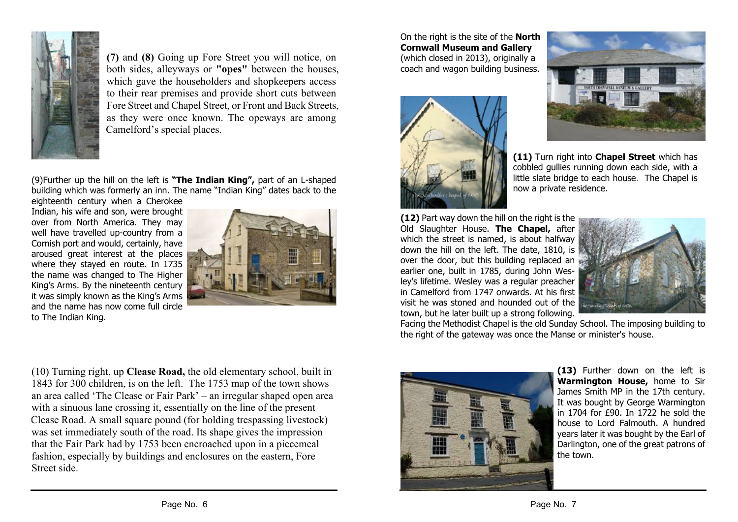**(7)** and **(8)** Going up Fore Street you will notice, on both sides, alleyways or **"opes"** between the houses, which gave the householders and shopkeepers access to their rear premises and provide short cuts between Fore Street and Chapel Street, or Front and Back Streets, as they were once known. The openways are among Camelford's special places.

(9)Further up the hill on the left is **"The Indian King",** part of an L-shaped building which was formerly an inn. The name "Indian King" dates back to the eighteenth century when a Cherokee Indian, his wife and son, were brought over from North America. They may well have travelled up-country from a Cornish port and would, certainly, have aroused great interest at the places where they stayed en route. In 1735 the name was changed to The Higher King's Arms. By the nineteenth century it was simply known as the King's Arms and the name has now come full circle to The Indian King.

(10) Turning right, up **Clease Road,** the old elementary school, built in 1843 for 300 children, is on the left. The 1753 map of the town shows an area called 'The Clease or Fair Park' – an irregular shaped open area with a sinuous lane crossing it, essentially on the line of the present Clease Road. A small square pound (for holding trespassing livestock) was set immediately south of the road. Its shape gives the impression that the Fair Park had by 1753 been encroached upon in a piecemeal fashion, especially by buildings and enclosures on the eastern, Fore Street side.

On the right is the site of the **North Cornwall Museum and Gallery** (which closed in 2013), originally a coach and wagon building business.

**(11)** Turn right into **Chapel Street** which has cobbled gullies running down each side, with a little slate bridge to each house. The Chapel is now a private residence.

**(12)** Part way down the hill on the right is the Old Slaughter House. **The Chapel,** after which the street is named, is about halfway down the hill on the left. The date, 1810, is over the door, but this building replaced an earlier one, built in 1785, during John Wesley's lifetime. Wesley was a regular preacher in Camelford from 1747 onwards. At his first visit he was stoned and hounded out of the town, but he later built up a strong following. Facing the Methodist Chapel is the old Sunday School. The imposing building to the right of the gateway was once the Manse or minister's house.

**(13)** Further down on the left is **Warmington House,** home to Sir James Smith MP in the 17th century. It was bought by George Warmington in 1704 for £90. In 1722 he sold the house to Lord Falmouth. A hundred years later it was bought by the Earl of Darlington, one of the great patrons of the town.